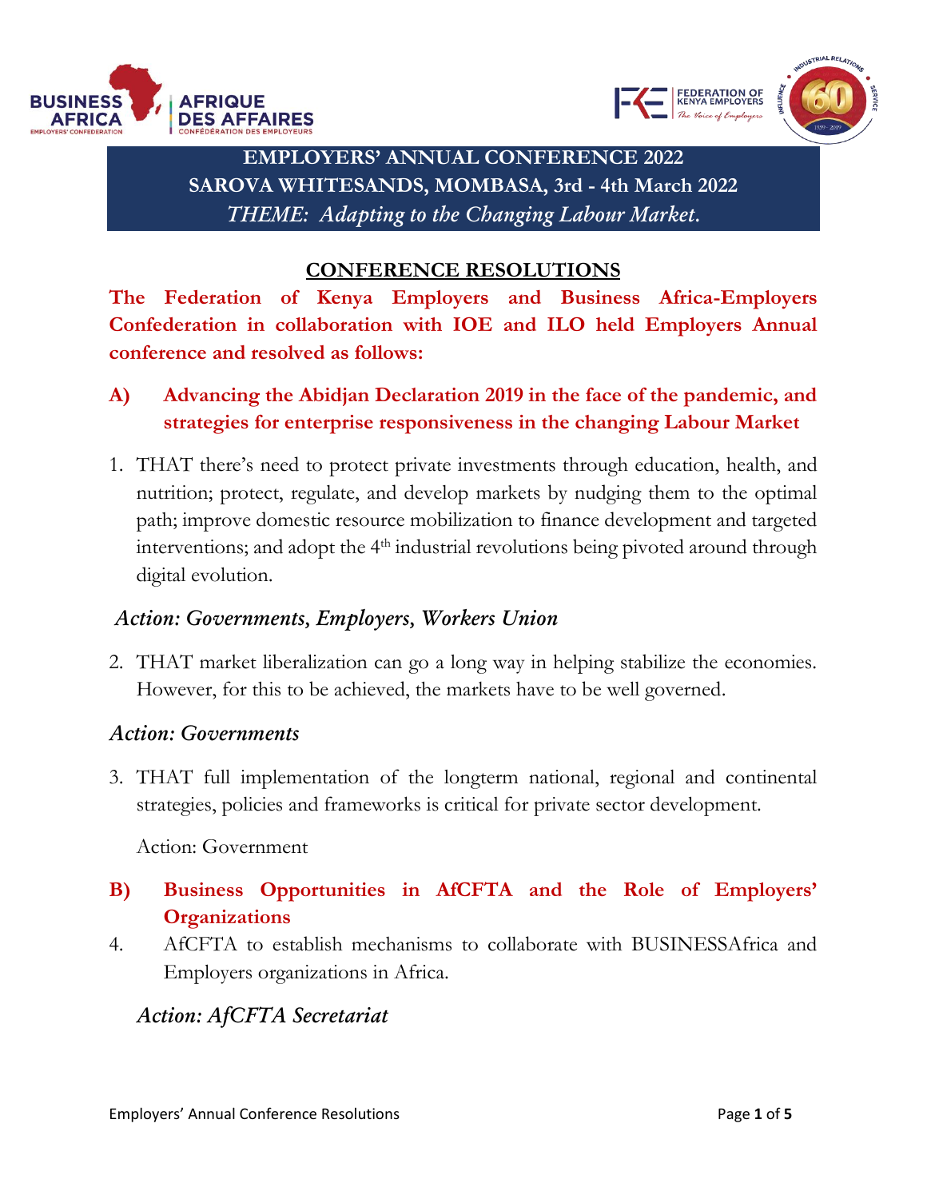**EMPLOYERS' ANNUAL CONFERENCE 2022**
**SAROVA WHITESANDS, MOMBASA, 3rd - 4th March 2022**
***THEME: Adapting to the Changing Labour Market.***

## CONFERENCE RESOLUTIONS

**The Federation of Kenya Employers and Business Africa-Employers Confederation in collaboration with IOE and ILO held Employers Annual conference and resolved as follows:**

### A) Advancing the Abidjan Declaration 2019 in the face of the pandemic, and strategies for enterprise responsiveness in the changing Labour Market

1. THAT there's need to protect private investments through education, health, and nutrition; protect, regulate, and develop markets by nudging them to the optimal path; improve domestic resource mobilization to finance development and targeted interventions; and adopt the 4th industrial revolutions being pivoted around through digital evolution.

*Action: Governments, Employers, Workers Union*

2. THAT market liberalization can go a long way in helping stabilize the economies. However, for this to be achieved, the markets have to be well governed.

*Action: Governments*

3. THAT full implementation of the longterm national, regional and continental strategies, policies and frameworks is critical for private sector development.

   Action: Government

### B) Business Opportunities in AfCFTA and the Role of Employers' Organizations

4. AfCFTA to establish mechanisms to collaborate with BUSINESSAfrica and Employers organizations in Africa.

*Action: AfCFTA Secretariat*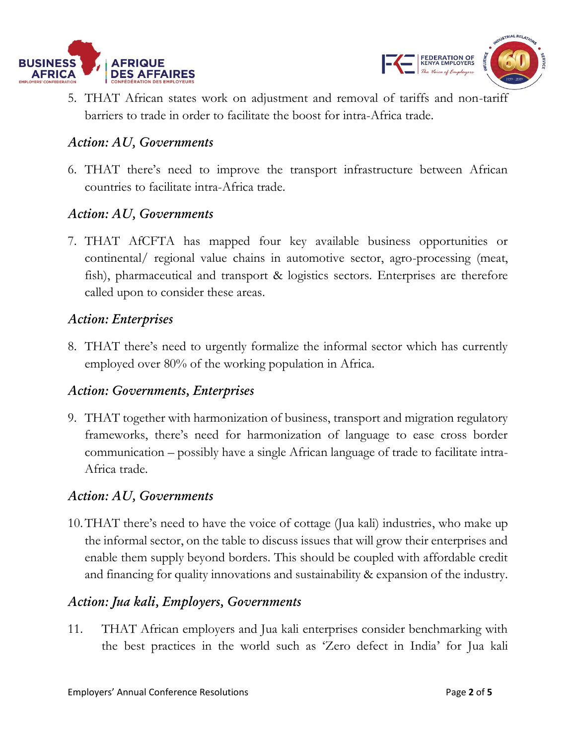5. THAT African states work on adjustment and removal of tariffs and non-tariff barriers to trade in order to facilitate the boost for intra-Africa trade.

*Action: AU, Governments*

6. THAT there's need to improve the transport infrastructure between African countries to facilitate intra-Africa trade.

*Action: AU, Governments*

7. THAT AfCFTA has mapped four key available business opportunities or continental/ regional value chains in automotive sector, agro-processing (meat, fish), pharmaceutical and transport & logistics sectors. Enterprises are therefore called upon to consider these areas.

*Action: Enterprises*

8. THAT there's need to urgently formalize the informal sector which has currently employed over 80% of the working population in Africa.

*Action: Governments, Enterprises*

9. THAT together with harmonization of business, transport and migration regulatory frameworks, there's need for harmonization of language to ease cross border communication – possibly have a single African language of trade to facilitate intra-Africa trade.

*Action: AU, Governments*

10. THAT there's need to have the voice of cottage (Jua kali) industries, who make up the informal sector, on the table to discuss issues that will grow their enterprises and enable them supply beyond borders. This should be coupled with affordable credit and financing for quality innovations and sustainability & expansion of the industry.

*Action: Jua kali, Employers, Governments*

11. THAT African employers and Jua kali enterprises consider benchmarking with the best practices in the world such as 'Zero defect in India' for Jua kali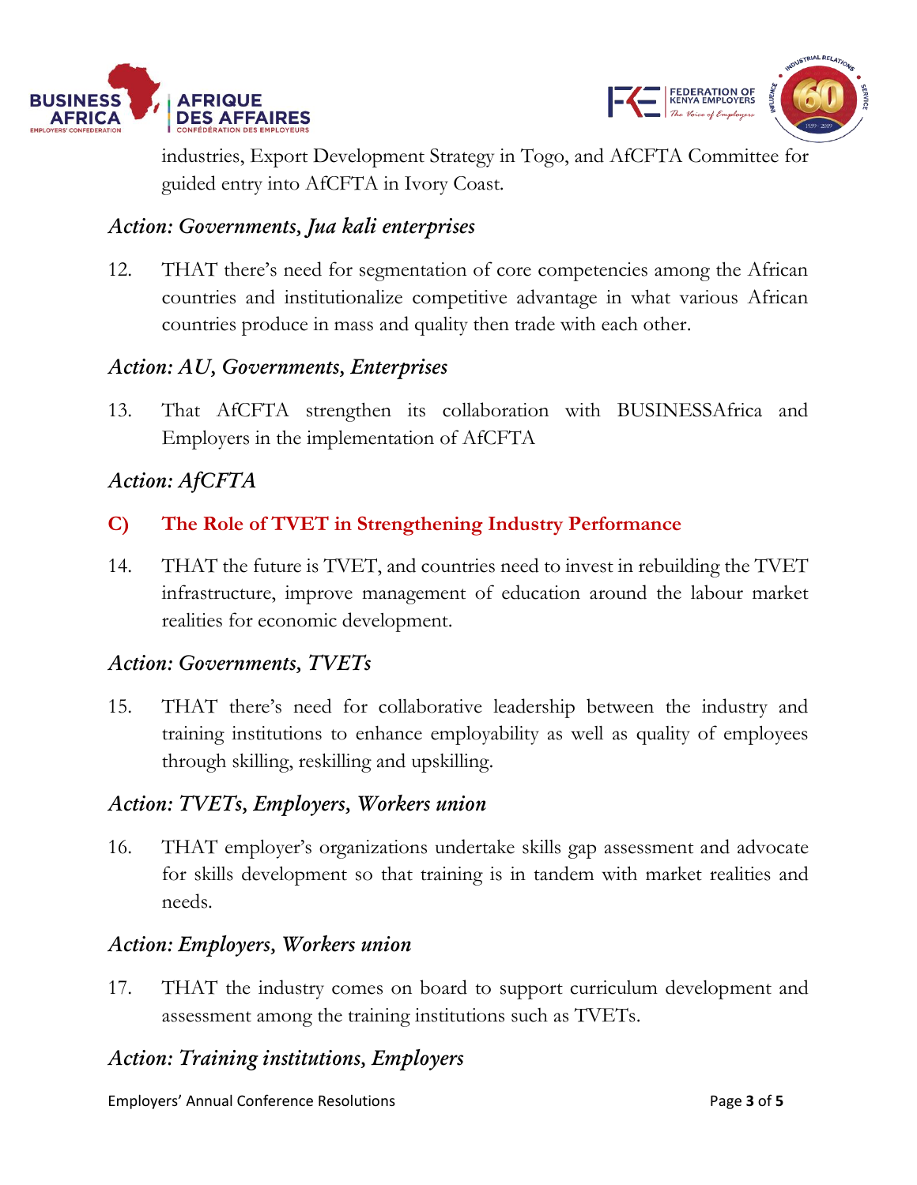industries, Export Development Strategy in Togo, and AfCFTA Committee for guided entry into AfCFTA in Ivory Coast.

### *Action: Governments, Jua kali enterprises*

12. THAT there's need for segmentation of core competencies among the African countries and institutionalize competitive advantage in what various African countries produce in mass and quality then trade with each other.

### *Action: AU, Governments, Enterprises*

13. That AfCFTA strengthen its collaboration with BUSINESSAfrica and Employers in the implementation of AfCFTA

### *Action: AfCFTA*

## C) The Role of TVET in Strengthening Industry Performance

14. THAT the future is TVET, and countries need to invest in rebuilding the TVET infrastructure, improve management of education around the labour market realities for economic development.

### *Action: Governments, TVETs*

15. THAT there's need for collaborative leadership between the industry and training institutions to enhance employability as well as quality of employees through skilling, reskilling and upskilling.

### *Action: TVETs, Employers, Workers union*

16. THAT employer's organizations undertake skills gap assessment and advocate for skills development so that training is in tandem with market realities and needs.

### *Action: Employers, Workers union*

17. THAT the industry comes on board to support curriculum development and assessment among the training institutions such as TVETs.

### *Action: Training institutions, Employers*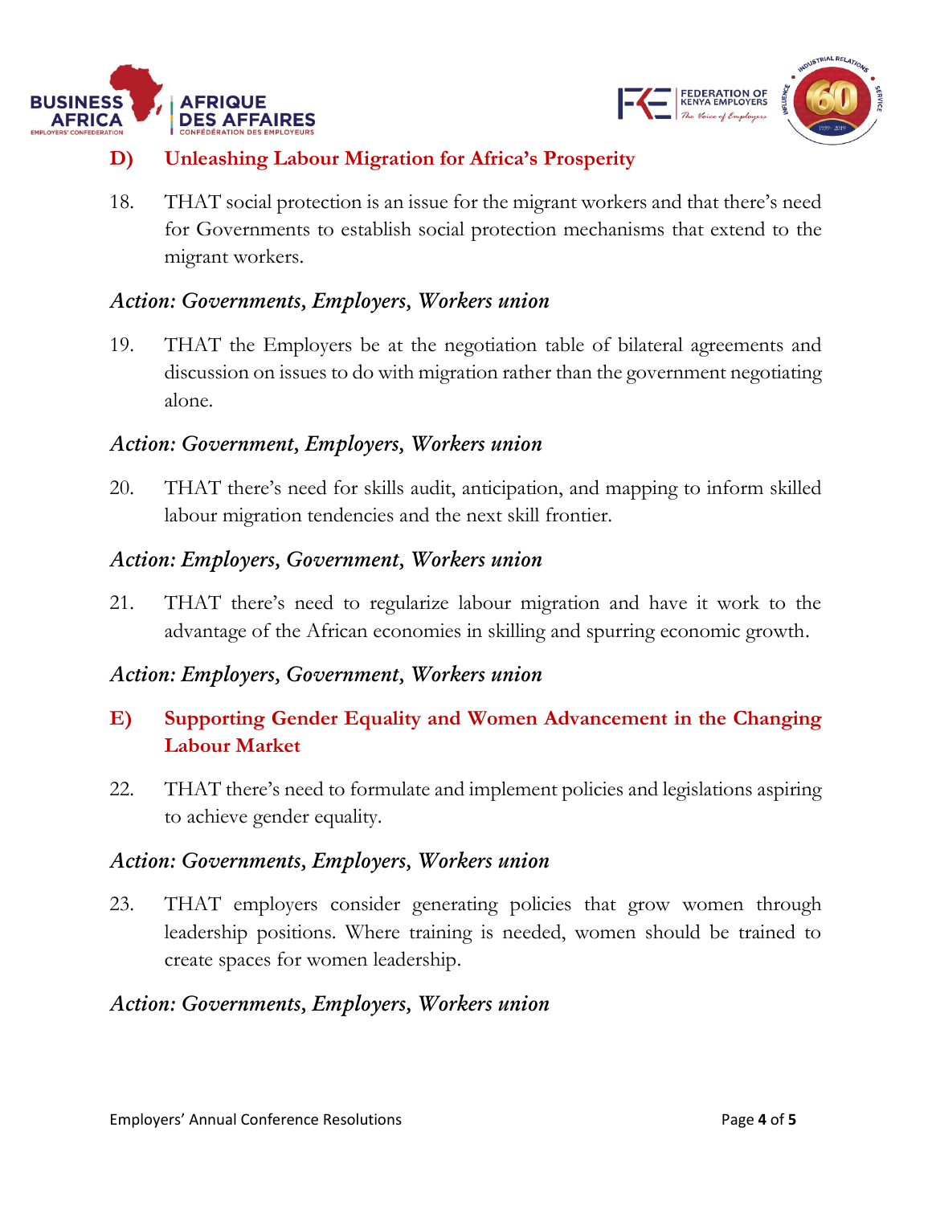## D) Unleashing Labour Migration for Africa's Prosperity

18. THAT social protection is an issue for the migrant workers and that there's need for Governments to establish social protection mechanisms that extend to the migrant workers.

*Action: Governments, Employers, Workers union*

19. THAT the Employers be at the negotiation table of bilateral agreements and discussion on issues to do with migration rather than the government negotiating alone.

*Action: Government, Employers, Workers union*

20. THAT there's need for skills audit, anticipation, and mapping to inform skilled labour migration tendencies and the next skill frontier.

*Action: Employers, Government, Workers union*

21. THAT there's need to regularize labour migration and have it work to the advantage of the African economies in skilling and spurring economic growth.

*Action: Employers, Government, Workers union*

## E) Supporting Gender Equality and Women Advancement in the Changing Labour Market

22. THAT there's need to formulate and implement policies and legislations aspiring to achieve gender equality.

*Action: Governments, Employers, Workers union*

23. THAT employers consider generating policies that grow women through leadership positions. Where training is needed, women should be trained to create spaces for women leadership.

*Action: Governments, Employers, Workers union*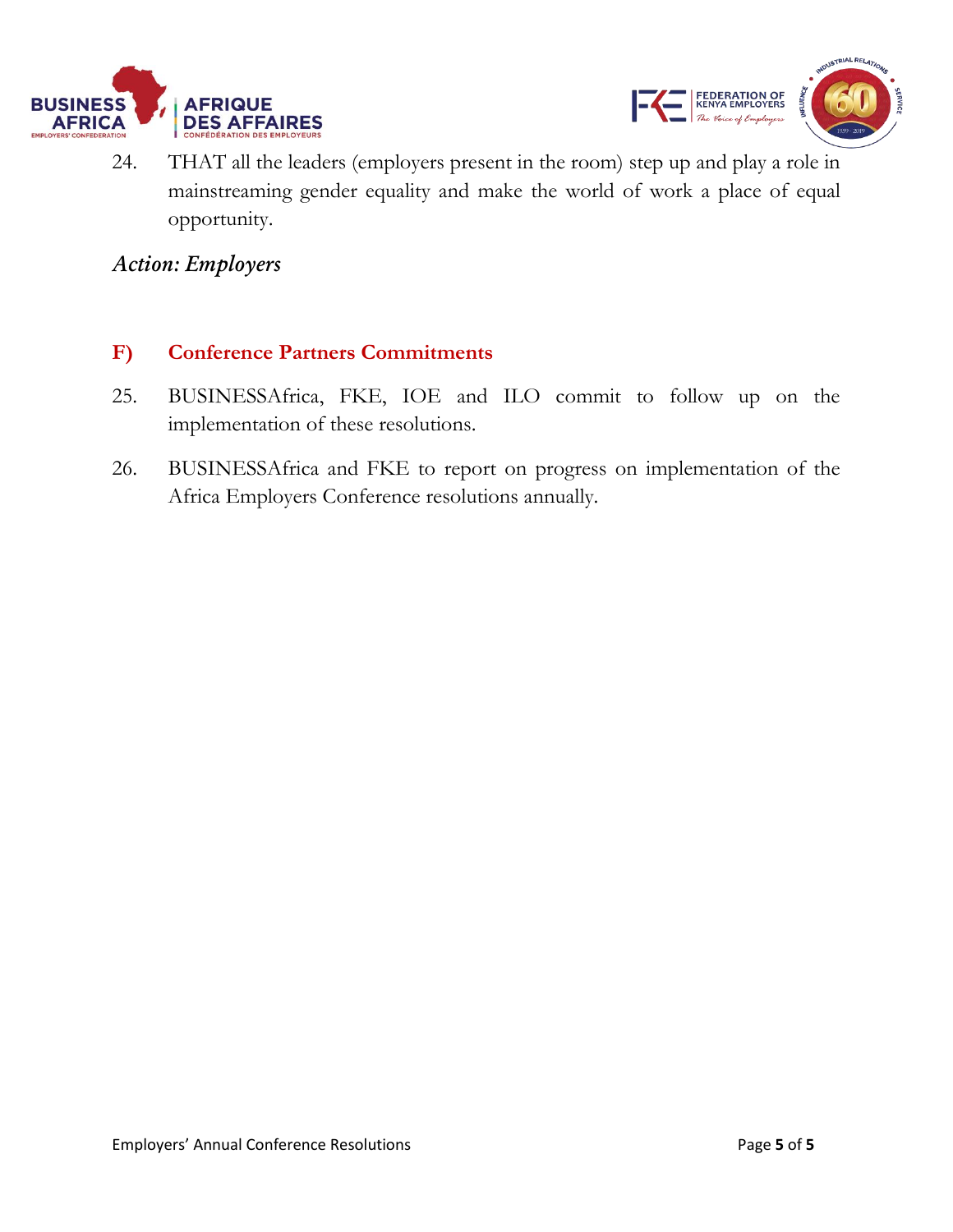24. THAT all the leaders (employers present in the room) step up and play a role in mainstreaming gender equality and make the world of work a place of equal opportunity.

*Action: Employers*

## F) Conference Partners Commitments

25. BUSINESSAfrica, FKE, IOE and ILO commit to follow up on the implementation of these resolutions.

26. BUSINESSAfrica and FKE to report on progress on implementation of the Africa Employers Conference resolutions annually.